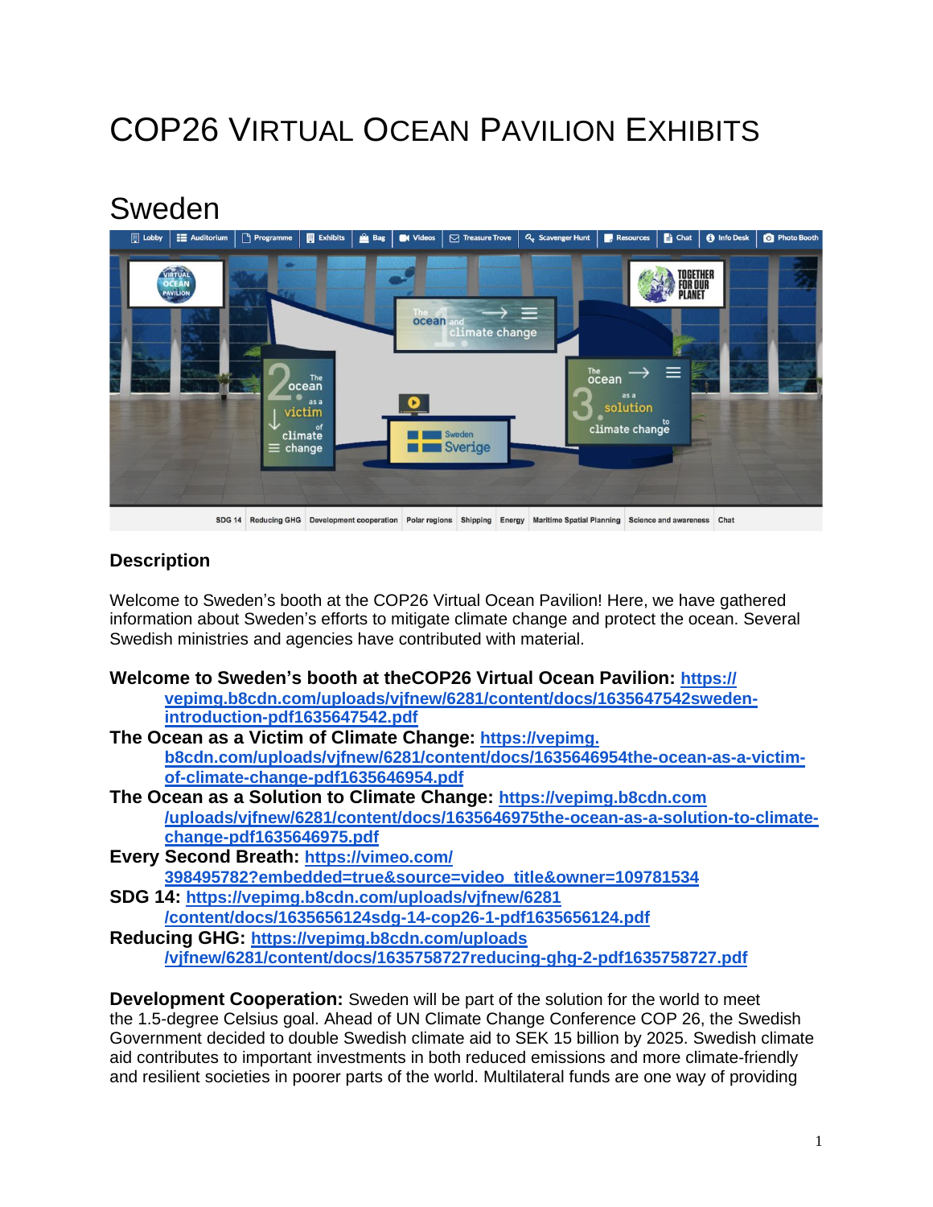# COP26 Virtual Ocean Pavilion Exhibits

## Sweden

### Description

Welcome to Sweden's booth at the COP26 Virtual Ocean Pavilion! Here, we have gathered information about Sweden's efforts to mitigate climate change and protect the ocean. Several Swedish ministries and agencies have contributed with material.

**Welcome to Sweden's booth at theCOP26 Virtual Ocean Pavilion:** https://vepimg.b8cdn.com/uploads/vjfnew/6281/content/docs/1635647542sweden-introduction-pdf1635647542.pdf

**The Ocean as a Victim of Climate Change:** https://vepimg.b8cdn.com/uploads/vjfnew/6281/content/docs/1635646954the-ocean-as-a-victim-of-climate-change-pdf1635646954.pdf

**The Ocean as a Solution to Climate Change:** https://vepimg.b8cdn.com/uploads/vjfnew/6281/content/docs/1635646975the-ocean-as-a-solution-to-climate-change-pdf1635646975.pdf

**Every Second Breath:** https://vimeo.com/398495782?embedded=true&source=video_title&owner=109781534

**SDG 14:** https://vepimg.b8cdn.com/uploads/vjfnew/6281/content/docs/1635656124sdg-14-cop26-1-pdf1635656124.pdf

**Reducing GHG:** https://vepimg.b8cdn.com/uploads/vjfnew/6281/content/docs/1635758727reducing-ghg-2-pdf1635758727.pdf

**Development Cooperation:** Sweden will be part of the solution for the world to meet the 1.5-degree Celsius goal. Ahead of UN Climate Change Conference COP 26, the Swedish Government decided to double Swedish climate aid to SEK 15 billion by 2025. Swedish climate aid contributes to important investments in both reduced emissions and more climate-friendly and resilient societies in poorer parts of the world. Multilateral funds are one way of providing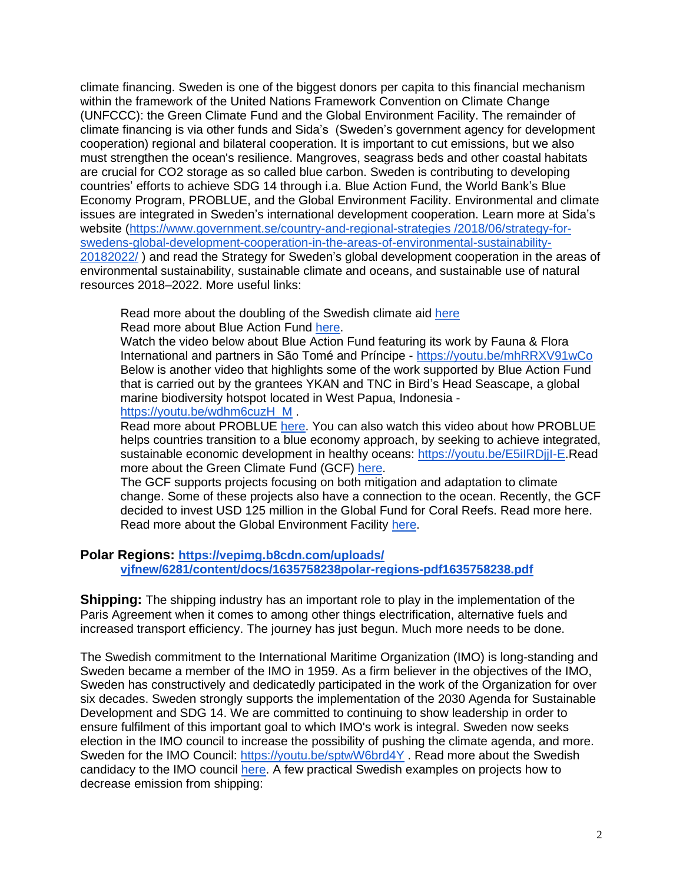climate financing. Sweden is one of the biggest donors per capita to this financial mechanism within the framework of the United Nations Framework Convention on Climate Change (UNFCCC): the Green Climate Fund and the Global Environment Facility. The remainder of climate financing is via other funds and Sida's (Sweden's government agency for development cooperation) regional and bilateral cooperation. It is important to cut emissions, but we also must strengthen the ocean's resilience. Mangroves, seagrass beds and other coastal habitats are crucial for CO2 storage as so called blue carbon. Sweden is contributing to developing countries' efforts to achieve SDG 14 through i.a. Blue Action Fund, the World Bank's Blue Economy Program, PROBLUE, and the Global Environment Facility. Environmental and climate issues are integrated in Sweden's international development cooperation. Learn more at Sida's website (https://www.government.se/country-and-regional-strategies /2018/06/strategy-for-swedens-global-development-cooperation-in-the-areas-of-environmental-sustainability-20182022/ ) and read the Strategy for Sweden's global development cooperation in the areas of environmental sustainability, sustainable climate and oceans, and sustainable use of natural resources 2018–2022. More useful links:

Read more about the doubling of the Swedish climate aid here
Read more about Blue Action Fund here.
Watch the video below about Blue Action Fund featuring its work by Fauna & Flora International and partners in São Tomé and Príncipe - https://youtu.be/mhRRXV91wCo
Below is another video that highlights some of the work supported by Blue Action Fund that is carried out by the grantees YKAN and TNC in Bird's Head Seascape, a global marine biodiversity hotspot located in West Papua, Indonesia - https://youtu.be/wdhm6cuzH_M .
Read more about PROBLUE here. You can also watch this video about how PROBLUE helps countries transition to a blue economy approach, by seeking to achieve integrated, sustainable economic development in healthy oceans: https://youtu.be/E5iIRDjjI-E.Read more about the Green Climate Fund (GCF) here.
The GCF supports projects focusing on both mitigation and adaptation to climate change. Some of these projects also have a connection to the ocean. Recently, the GCF decided to invest USD 125 million in the Global Fund for Coral Reefs. Read more here.
Read more about the Global Environment Facility here.

**Polar Regions: https://vepimg.b8cdn.com/uploads/vjfnew/6281/content/docs/1635758238polar-regions-pdf1635758238.pdf**

**Shipping:** The shipping industry has an important role to play in the implementation of the Paris Agreement when it comes to among other things electrification, alternative fuels and increased transport efficiency. The journey has just begun. Much more needs to be done.

The Swedish commitment to the International Maritime Organization (IMO) is long-standing and Sweden became a member of the IMO in 1959. As a firm believer in the objectives of the IMO, Sweden has constructively and dedicatedly participated in the work of the Organization for over six decades. Sweden strongly supports the implementation of the 2030 Agenda for Sustainable Development and SDG 14. We are committed to continuing to show leadership in order to ensure fulfilment of this important goal to which IMO's work is integral. Sweden now seeks election in the IMO council to increase the possibility of pushing the climate agenda, and more. Sweden for the IMO Council: https://youtu.be/sptwW6brd4Y . Read more about the Swedish candidacy to the IMO council here. A few practical Swedish examples on projects how to decrease emission from shipping: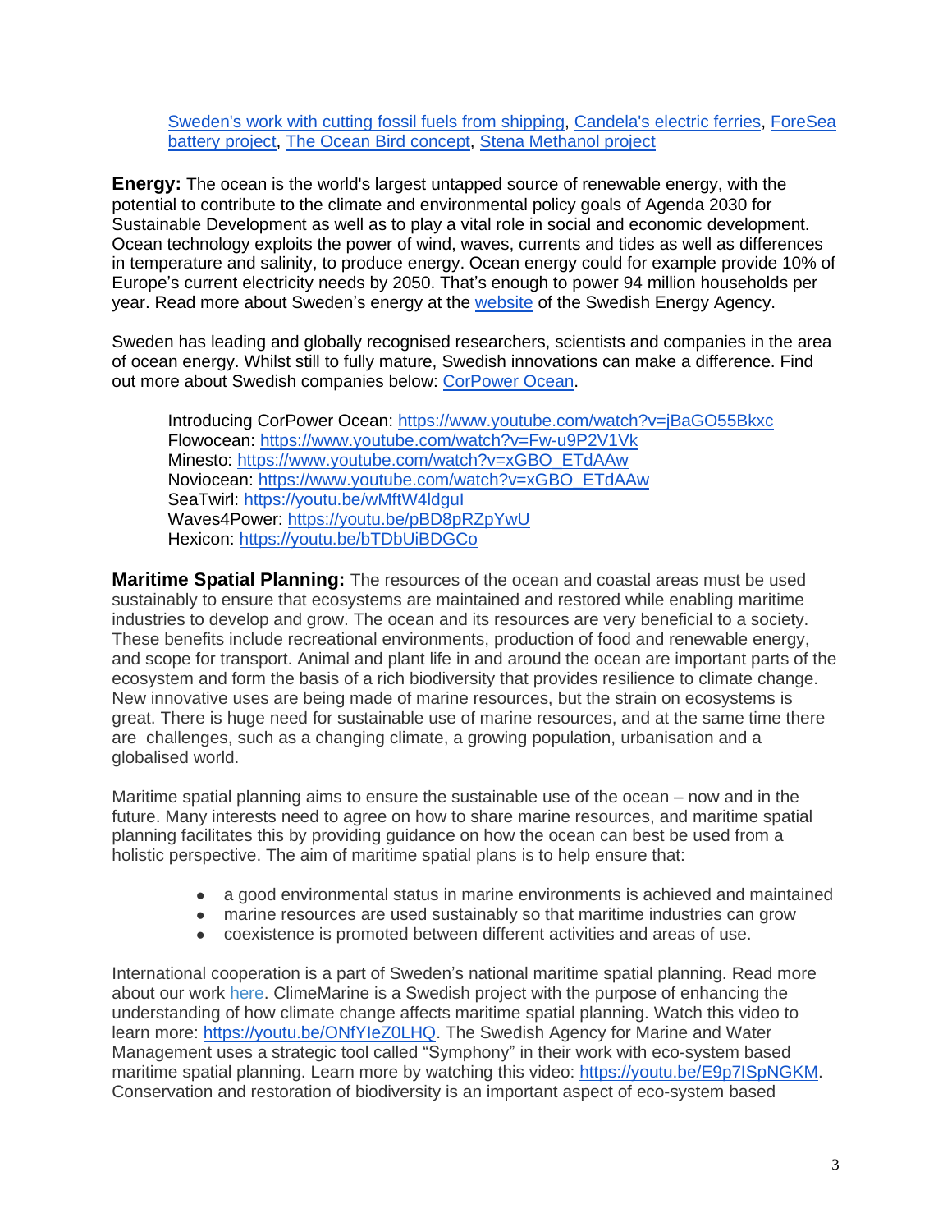[Sweden's work with cutting fossil fuels from shipping](), [Candela's electric ferries](), [ForeSea battery project](), [The Ocean Bird concept](), [Stena Methanol project]()

**Energy:** The ocean is the world's largest untapped source of renewable energy, with the potential to contribute to the climate and environmental policy goals of Agenda 2030 for Sustainable Development as well as to play a vital role in social and economic development. Ocean technology exploits the power of wind, waves, currents and tides as well as differences in temperature and salinity, to produce energy. Ocean energy could for example provide 10% of Europe's current electricity needs by 2050. That's enough to power 94 million households per year. Read more about Sweden's energy at the [website]() of the Swedish Energy Agency.

Sweden has leading and globally recognised researchers, scientists and companies in the area of ocean energy. Whilst still to fully mature, Swedish innovations can make a difference. Find out more about Swedish companies below: [CorPower Ocean]().

Introducing CorPower Ocean: https://www.youtube.com/watch?v=jBaGO55Bkxc
Flowocean: https://www.youtube.com/watch?v=Fw-u9P2V1Vk
Minesto: https://www.youtube.com/watch?v=xGBO_ETdAAw
Noviocean: https://www.youtube.com/watch?v=xGBO_ETdAAw
SeaTwirl: https://youtu.be/wMftW4ldguI
Waves4Power: https://youtu.be/pBD8pRZpYwU
Hexicon: https://youtu.be/bTDbUiBDGCo

**Maritime Spatial Planning:** The resources of the ocean and coastal areas must be used sustainably to ensure that ecosystems are maintained and restored while enabling maritime industries to develop and grow. The ocean and its resources are very beneficial to a society. These benefits include recreational environments, production of food and renewable energy, and scope for transport. Animal and plant life in and around the ocean are important parts of the ecosystem and form the basis of a rich biodiversity that provides resilience to climate change. New innovative uses are being made of marine resources, but the strain on ecosystems is great. There is huge need for sustainable use of marine resources, and at the same time there are challenges, such as a changing climate, a growing population, urbanisation and a globalised world.

Maritime spatial planning aims to ensure the sustainable use of the ocean – now and in the future. Many interests need to agree on how to share marine resources, and maritime spatial planning facilitates this by providing guidance on how the ocean can best be used from a holistic perspective. The aim of maritime spatial plans is to help ensure that:

- a good environmental status in marine environments is achieved and maintained
- marine resources are used sustainably so that maritime industries can grow
- coexistence is promoted between different activities and areas of use.

International cooperation is a part of Sweden's national maritime spatial planning. Read more about our work [here](). ClimeMarine is a Swedish project with the purpose of enhancing the understanding of how climate change affects maritime spatial planning. Watch this video to learn more: https://youtu.be/ONfYIeZ0LHQ. The Swedish Agency for Marine and Water Management uses a strategic tool called "Symphony" in their work with eco-system based maritime spatial planning. Learn more by watching this video: https://youtu.be/E9p7ISpNGKM. Conservation and restoration of biodiversity is an important aspect of eco-system based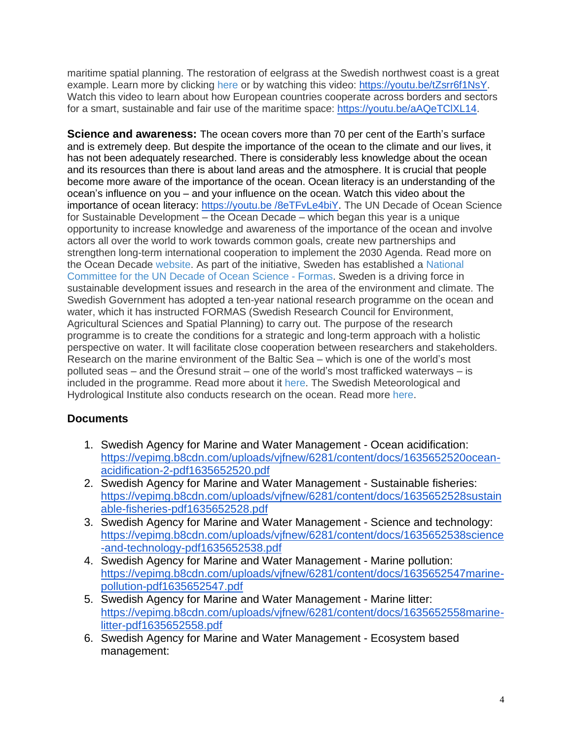maritime spatial planning. The restoration of eelgrass at the Swedish northwest coast is a great example. Learn more by clicking here or by watching this video: https://youtu.be/tZsrr6f1NsY. Watch this video to learn about how European countries cooperate across borders and sectors for a smart, sustainable and fair use of the maritime space: https://youtu.be/aAQeTClXL14.

**Science and awareness:** The ocean covers more than 70 per cent of the Earth's surface and is extremely deep. But despite the importance of the ocean to the climate and our lives, it has not been adequately researched. There is considerably less knowledge about the ocean and its resources than there is about land areas and the atmosphere. It is crucial that people become more aware of the importance of the ocean. Ocean literacy is an understanding of the ocean's influence on you – and your influence on the ocean. Watch this video about the importance of ocean literacy: https://youtu.be /8eTFvLe4biY. The UN Decade of Ocean Science for Sustainable Development – the Ocean Decade – which began this year is a unique opportunity to increase knowledge and awareness of the importance of the ocean and involve actors all over the world to work towards common goals, create new partnerships and strengthen long-term international cooperation to implement the 2030 Agenda. Read more on the Ocean Decade website. As part of the initiative, Sweden has established a National Committee for the UN Decade of Ocean Science - Formas. Sweden is a driving force in sustainable development issues and research in the area of the environment and climate. The Swedish Government has adopted a ten-year national research programme on the ocean and water, which it has instructed FORMAS (Swedish Research Council for Environment, Agricultural Sciences and Spatial Planning) to carry out. The purpose of the research programme is to create the conditions for a strategic and long-term approach with a holistic perspective on water. It will facilitate close cooperation between researchers and stakeholders. Research on the marine environment of the Baltic Sea – which is one of the world's most polluted seas – and the Öresund strait – one of the world's most trafficked waterways – is included in the programme. Read more about it here. The Swedish Meteorological and Hydrological Institute also conducts research on the ocean. Read more here.

**Documents**

1. Swedish Agency for Marine and Water Management - Ocean acidification: https://vepimg.b8cdn.com/uploads/vjfnew/6281/content/docs/1635652520ocean-acidification-2-pdf1635652520.pdf
2. Swedish Agency for Marine and Water Management - Sustainable fisheries: https://vepimg.b8cdn.com/uploads/vjfnew/6281/content/docs/1635652528sustainable-fisheries-pdf1635652528.pdf
3. Swedish Agency for Marine and Water Management - Science and technology: https://vepimg.b8cdn.com/uploads/vjfnew/6281/content/docs/1635652538science-and-technology-pdf1635652538.pdf
4. Swedish Agency for Marine and Water Management - Marine pollution: https://vepimg.b8cdn.com/uploads/vjfnew/6281/content/docs/1635652547marine-pollution-pdf1635652547.pdf
5. Swedish Agency for Marine and Water Management - Marine litter: https://vepimg.b8cdn.com/uploads/vjfnew/6281/content/docs/1635652558marine-litter-pdf1635652558.pdf
6. Swedish Agency for Marine and Water Management - Ecosystem based management: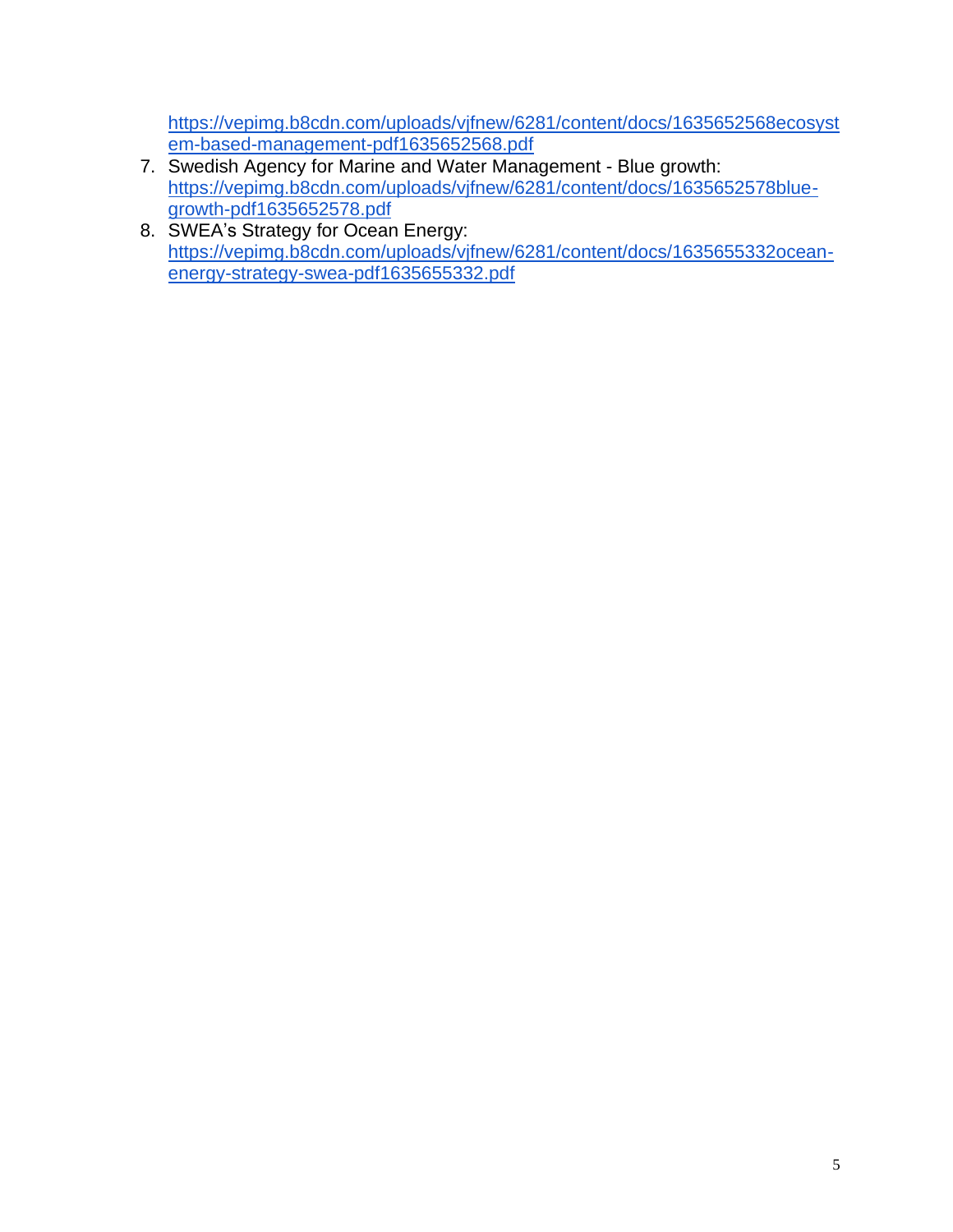https://vepimg.b8cdn.com/uploads/vjfnew/6281/content/docs/1635652568ecosystem-based-management-pdf1635652568.pdf

7. Swedish Agency for Marine and Water Management - Blue growth: https://vepimg.b8cdn.com/uploads/vjfnew/6281/content/docs/1635652578blue-growth-pdf1635652578.pdf
8. SWEA's Strategy for Ocean Energy: https://vepimg.b8cdn.com/uploads/vjfnew/6281/content/docs/1635655332ocean-energy-strategy-swea-pdf1635655332.pdf